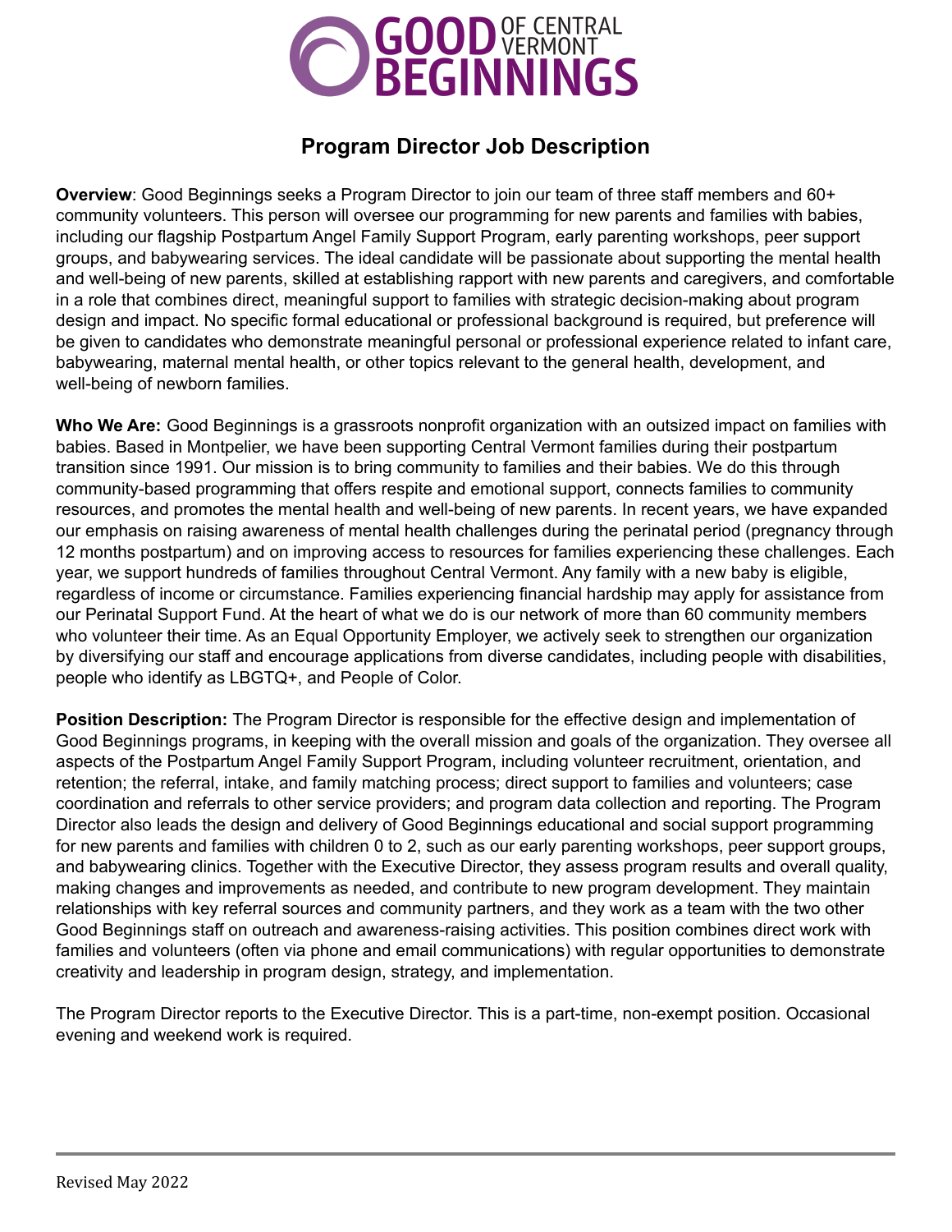# GOOD BEGINNINGS OF CENTRAL VERMONT

## Program Director Job Description

**Overview**: Good Beginnings seeks a Program Director to join our team of three staff members and 60+ community volunteers. This person will oversee our programming for new parents and families with babies, including our flagship Postpartum Angel Family Support Program, early parenting workshops, peer support groups, and babywearing services. The ideal candidate will be passionate about supporting the mental health and well-being of new parents, skilled at establishing rapport with new parents and caregivers, and comfortable in a role that combines direct, meaningful support to families with strategic decision-making about program design and impact. No specific formal educational or professional background is required, but preference will be given to candidates who demonstrate meaningful personal or professional experience related to infant care, babywearing, maternal mental health, or other topics relevant to the general health, development, and well-being of newborn families.

**Who We Are:** Good Beginnings is a grassroots nonprofit organization with an outsized impact on families with babies. Based in Montpelier, we have been supporting Central Vermont families during their postpartum transition since 1991. Our mission is to bring community to families and their babies. We do this through community-based programming that offers respite and emotional support, connects families to community resources, and promotes the mental health and well-being of new parents. In recent years, we have expanded our emphasis on raising awareness of mental health challenges during the perinatal period (pregnancy through 12 months postpartum) and on improving access to resources for families experiencing these challenges. Each year, we support hundreds of families throughout Central Vermont. Any family with a new baby is eligible, regardless of income or circumstance. Families experiencing financial hardship may apply for assistance from our Perinatal Support Fund. At the heart of what we do is our network of more than 60 community members who volunteer their time. As an Equal Opportunity Employer, we actively seek to strengthen our organization by diversifying our staff and encourage applications from diverse candidates, including people with disabilities, people who identify as LBGTQ+, and People of Color.

**Position Description:** The Program Director is responsible for the effective design and implementation of Good Beginnings programs, in keeping with the overall mission and goals of the organization. They oversee all aspects of the Postpartum Angel Family Support Program, including volunteer recruitment, orientation, and retention; the referral, intake, and family matching process; direct support to families and volunteers; case coordination and referrals to other service providers; and program data collection and reporting. The Program Director also leads the design and delivery of Good Beginnings educational and social support programming for new parents and families with children 0 to 2, such as our early parenting workshops, peer support groups, and babywearing clinics. Together with the Executive Director, they assess program results and overall quality, making changes and improvements as needed, and contribute to new program development. They maintain relationships with key referral sources and community partners, and they work as a team with the two other Good Beginnings staff on outreach and awareness-raising activities. This position combines direct work with families and volunteers (often via phone and email communications) with regular opportunities to demonstrate creativity and leadership in program design, strategy, and implementation.

The Program Director reports to the Executive Director. This is a part-time, non-exempt position. Occasional evening and weekend work is required.

Revised May 2022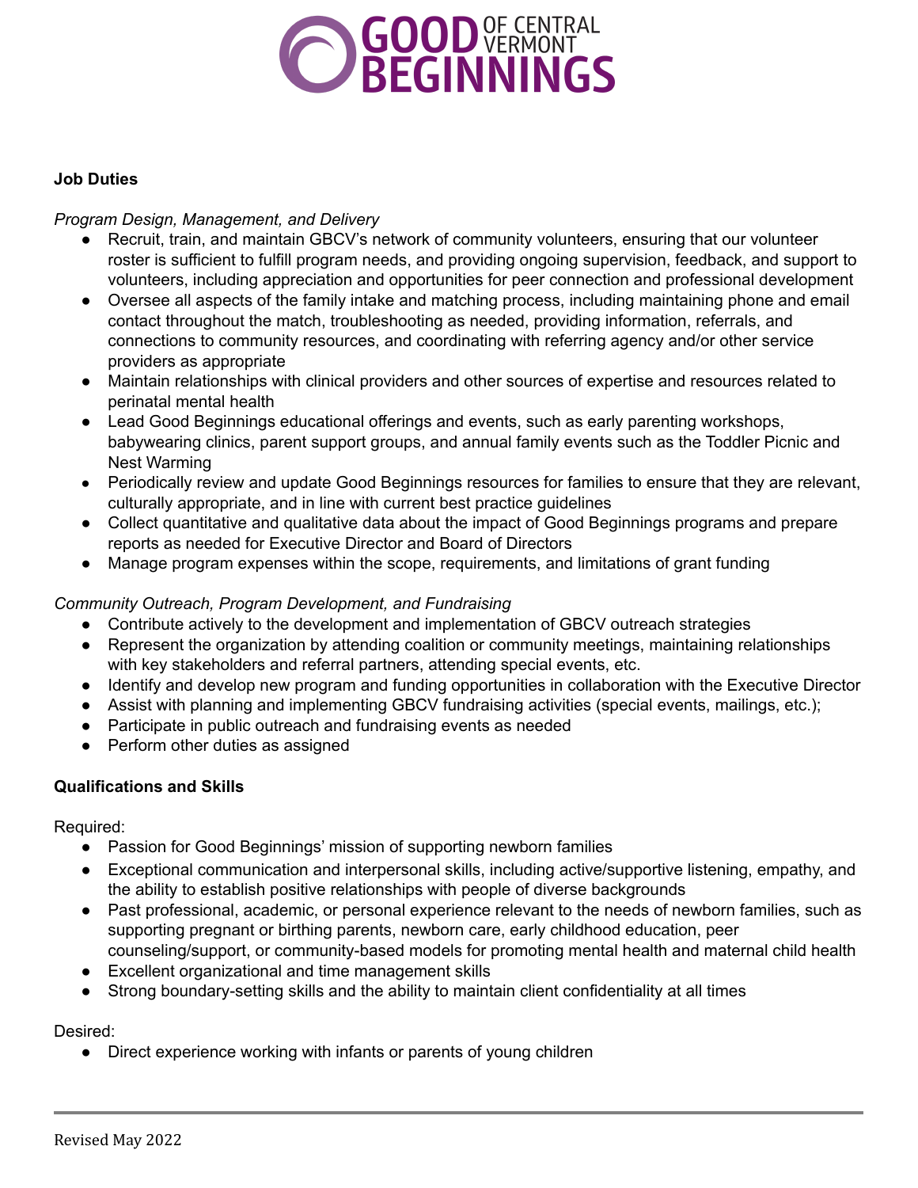**Job Duties**

*Program Design, Management, and Delivery*

- Recruit, train, and maintain GBCV's network of community volunteers, ensuring that our volunteer roster is sufficient to fulfill program needs, and providing ongoing supervision, feedback, and support to volunteers, including appreciation and opportunities for peer connection and professional development
- Oversee all aspects of the family intake and matching process, including maintaining phone and email contact throughout the match, troubleshooting as needed, providing information, referrals, and connections to community resources, and coordinating with referring agency and/or other service providers as appropriate
- Maintain relationships with clinical providers and other sources of expertise and resources related to perinatal mental health
- Lead Good Beginnings educational offerings and events, such as early parenting workshops, babywearing clinics, parent support groups, and annual family events such as the Toddler Picnic and Nest Warming
- Periodically review and update Good Beginnings resources for families to ensure that they are relevant, culturally appropriate, and in line with current best practice guidelines
- Collect quantitative and qualitative data about the impact of Good Beginnings programs and prepare reports as needed for Executive Director and Board of Directors
- Manage program expenses within the scope, requirements, and limitations of grant funding

*Community Outreach, Program Development, and Fundraising*

- Contribute actively to the development and implementation of GBCV outreach strategies
- Represent the organization by attending coalition or community meetings, maintaining relationships with key stakeholders and referral partners, attending special events, etc.
- Identify and develop new program and funding opportunities in collaboration with the Executive Director
- Assist with planning and implementing GBCV fundraising activities (special events, mailings, etc.);
- Participate in public outreach and fundraising events as needed
- Perform other duties as assigned

**Qualifications and Skills**

Required:

- Passion for Good Beginnings' mission of supporting newborn families
- Exceptional communication and interpersonal skills, including active/supportive listening, empathy, and the ability to establish positive relationships with people of diverse backgrounds
- Past professional, academic, or personal experience relevant to the needs of newborn families, such as supporting pregnant or birthing parents, newborn care, early childhood education, peer counseling/support, or community-based models for promoting mental health and maternal child health
- Excellent organizational and time management skills
- Strong boundary-setting skills and the ability to maintain client confidentiality at all times

Desired:

- Direct experience working with infants or parents of young children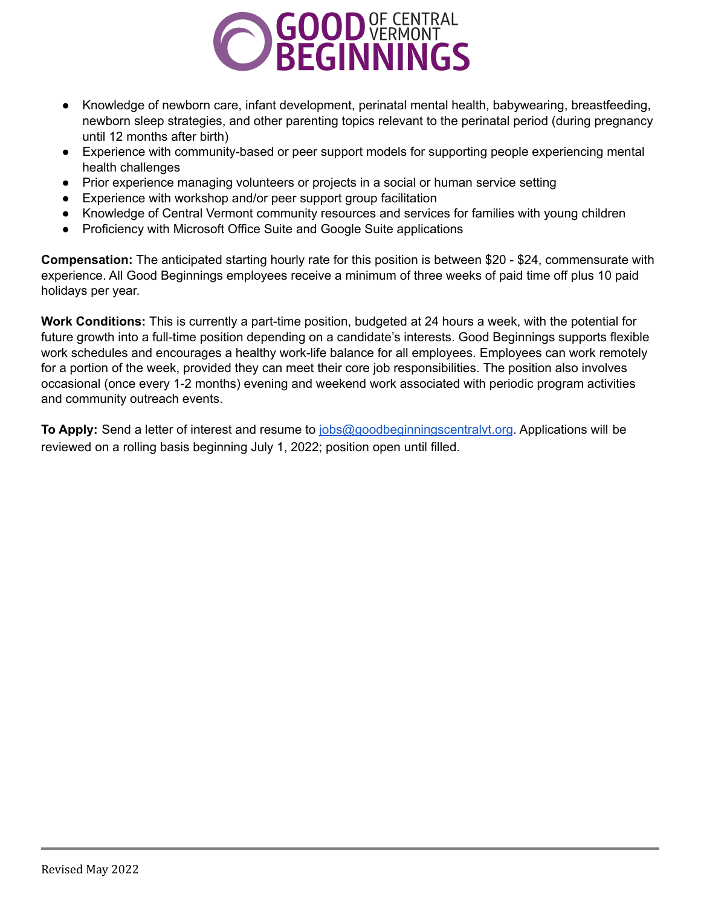- Knowledge of newborn care, infant development, perinatal mental health, babywearing, breastfeeding, newborn sleep strategies, and other parenting topics relevant to the perinatal period (during pregnancy until 12 months after birth)
- Experience with community-based or peer support models for supporting people experiencing mental health challenges
- Prior experience managing volunteers or projects in a social or human service setting
- Experience with workshop and/or peer support group facilitation
- Knowledge of Central Vermont community resources and services for families with young children
- Proficiency with Microsoft Office Suite and Google Suite applications

**Compensation:** The anticipated starting hourly rate for this position is between $20 - $24, commensurate with experience. All Good Beginnings employees receive a minimum of three weeks of paid time off plus 10 paid holidays per year.

**Work Conditions:** This is currently a part-time position, budgeted at 24 hours a week, with the potential for future growth into a full-time position depending on a candidate's interests. Good Beginnings supports flexible work schedules and encourages a healthy work-life balance for all employees. Employees can work remotely for a portion of the week, provided they can meet their core job responsibilities. The position also involves occasional (once every 1-2 months) evening and weekend work associated with periodic program activities and community outreach events.

**To Apply:** Send a letter of interest and resume to jobs@goodbeginningscentralvt.org. Applications will be reviewed on a rolling basis beginning July 1, 2022; position open until filled.

Revised May 2022